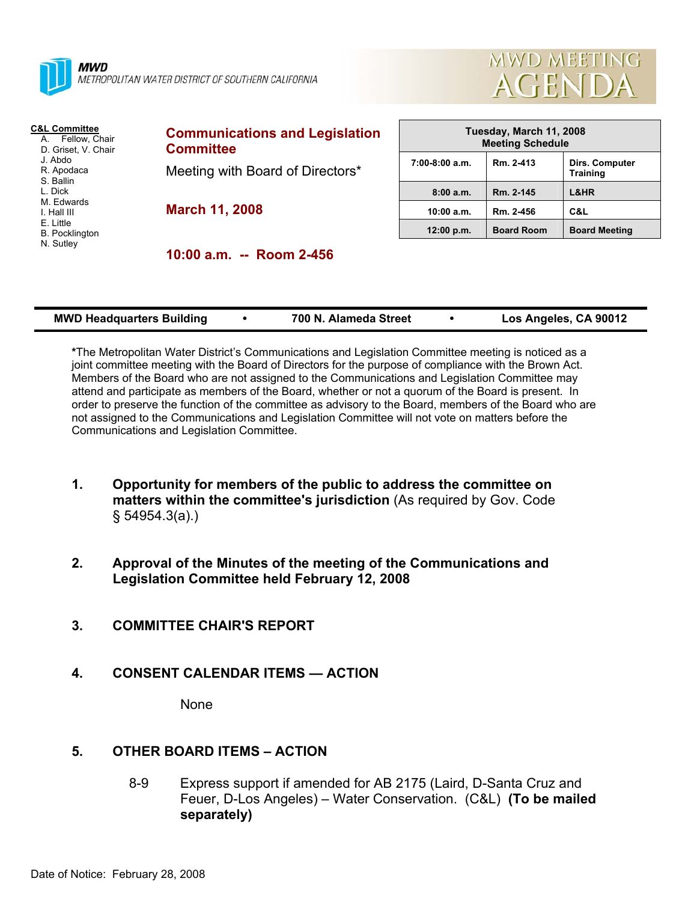MWD

METROPOLITAN WATER DISTRICT OF SOUTHERN CALIFORNIA

MWD MEETING AGENDA

**C&L Committee**
A. Fellow, Chair
D. Griset, V. Chair
J. Abdo
R. Apodaca
S. Ballin
L. Dick
M. Edwards
I. Hall III
E. Little
B. Pocklington
N. Sutley

## Communications and Legislation Committee

Meeting with Board of Directors*

**March 11, 2008**

**10:00 a.m. -- Room 2-456**

| Tuesday, March 11, 2008 Meeting Schedule | | |
|---|---|---|
| 7:00-8:00 a.m. | Rm. 2-413 | Dirs. Computer Training |
| 8:00 a.m. | Rm. 2-145 | L&HR |
| 10:00 a.m. | Rm. 2-456 | C&L |
| 12:00 p.m. | Board Room | Board Meeting |

**MWD Headquarters Building • 700 N. Alameda Street • Los Angeles, CA 90012**

*The Metropolitan Water District's Communications and Legislation Committee meeting is noticed as a joint committee meeting with the Board of Directors for the purpose of compliance with the Brown Act. Members of the Board who are not assigned to the Communications and Legislation Committee may attend and participate as members of the Board, whether or not a quorum of the Board is present. In order to preserve the function of the committee as advisory to the Board, members of the Board who are not assigned to the Communications and Legislation Committee will not vote on matters before the Communications and Legislation Committee.

1. **Opportunity for members of the public to address the committee on matters within the committee's jurisdiction** (As required by Gov. Code § 54954.3(a).)

2. **Approval of the Minutes of the meeting of the Communications and Legislation Committee held February 12, 2008**

3. **COMMITTEE CHAIR'S REPORT**

4. **CONSENT CALENDAR ITEMS — ACTION**

   None

5. **OTHER BOARD ITEMS – ACTION**

   8-9 Express support if amended for AB 2175 (Laird, D-Santa Cruz and Feuer, D-Los Angeles) – Water Conservation. (C&L) **(To be mailed separately)**

Date of Notice: February 28, 2008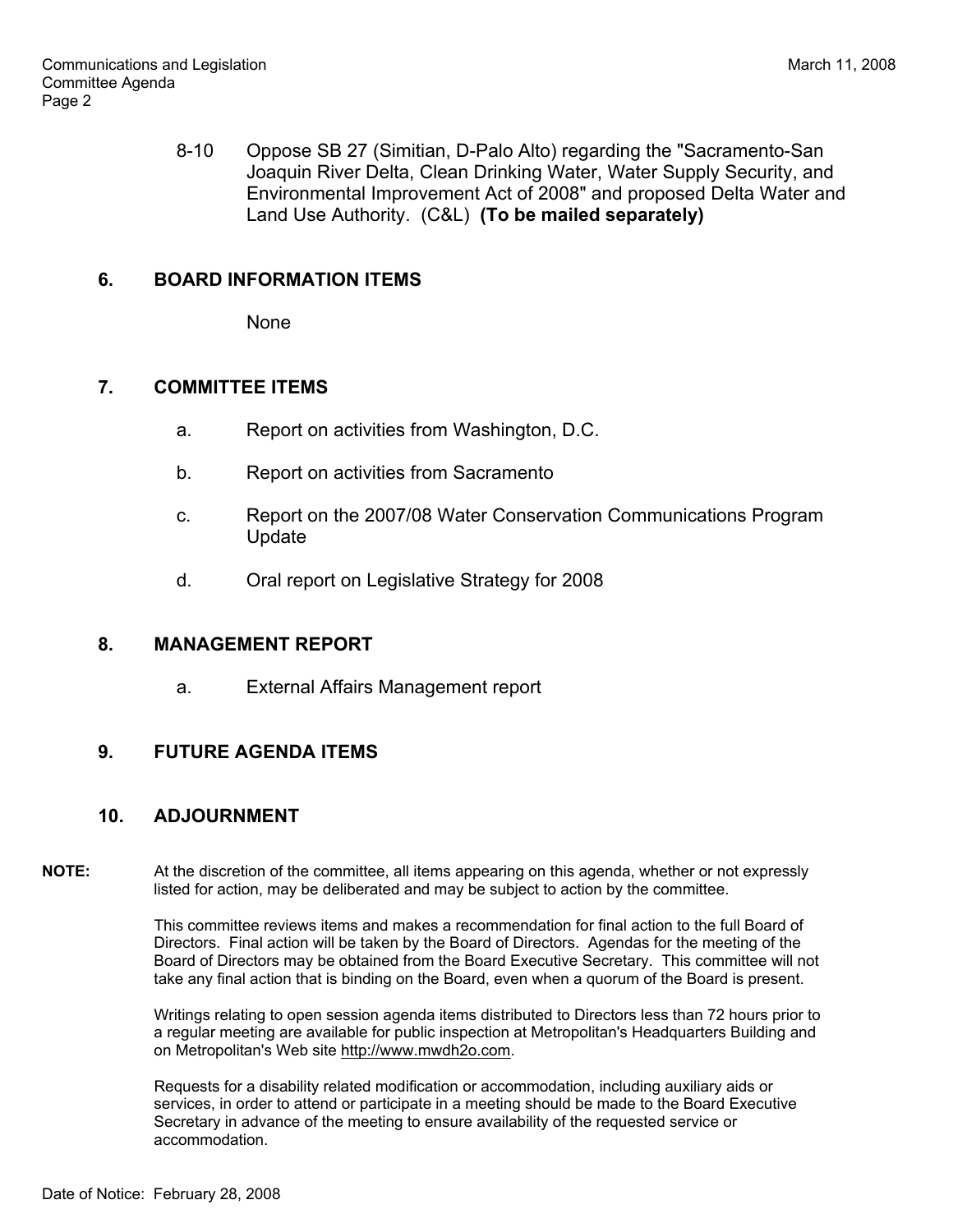8-10 Oppose SB 27 (Simitian, D-Palo Alto) regarding the "Sacramento-San Joaquin River Delta, Clean Drinking Water, Water Supply Security, and Environmental Improvement Act of 2008" and proposed Delta Water and Land Use Authority. (C&L) **(To be mailed separately)**

## 6. BOARD INFORMATION ITEMS

None

## 7. COMMITTEE ITEMS

a. Report on activities from Washington, D.C.

b. Report on activities from Sacramento

c. Report on the 2007/08 Water Conservation Communications Program Update

d. Oral report on Legislative Strategy for 2008

## 8. MANAGEMENT REPORT

a. External Affairs Management report

## 9. FUTURE AGENDA ITEMS

## 10. ADJOURNMENT

**NOTE:** At the discretion of the committee, all items appearing on this agenda, whether or not expressly listed for action, may be deliberated and may be subject to action by the committee.

This committee reviews items and makes a recommendation for final action to the full Board of Directors. Final action will be taken by the Board of Directors. Agendas for the meeting of the Board of Directors may be obtained from the Board Executive Secretary. This committee will not take any final action that is binding on the Board, even when a quorum of the Board is present.

Writings relating to open session agenda items distributed to Directors less than 72 hours prior to a regular meeting are available for public inspection at Metropolitan's Headquarters Building and on Metropolitan's Web site http://www.mwdh2o.com.

Requests for a disability related modification or accommodation, including auxiliary aids or services, in order to attend or participate in a meeting should be made to the Board Executive Secretary in advance of the meeting to ensure availability of the requested service or accommodation.

Date of Notice: February 28, 2008